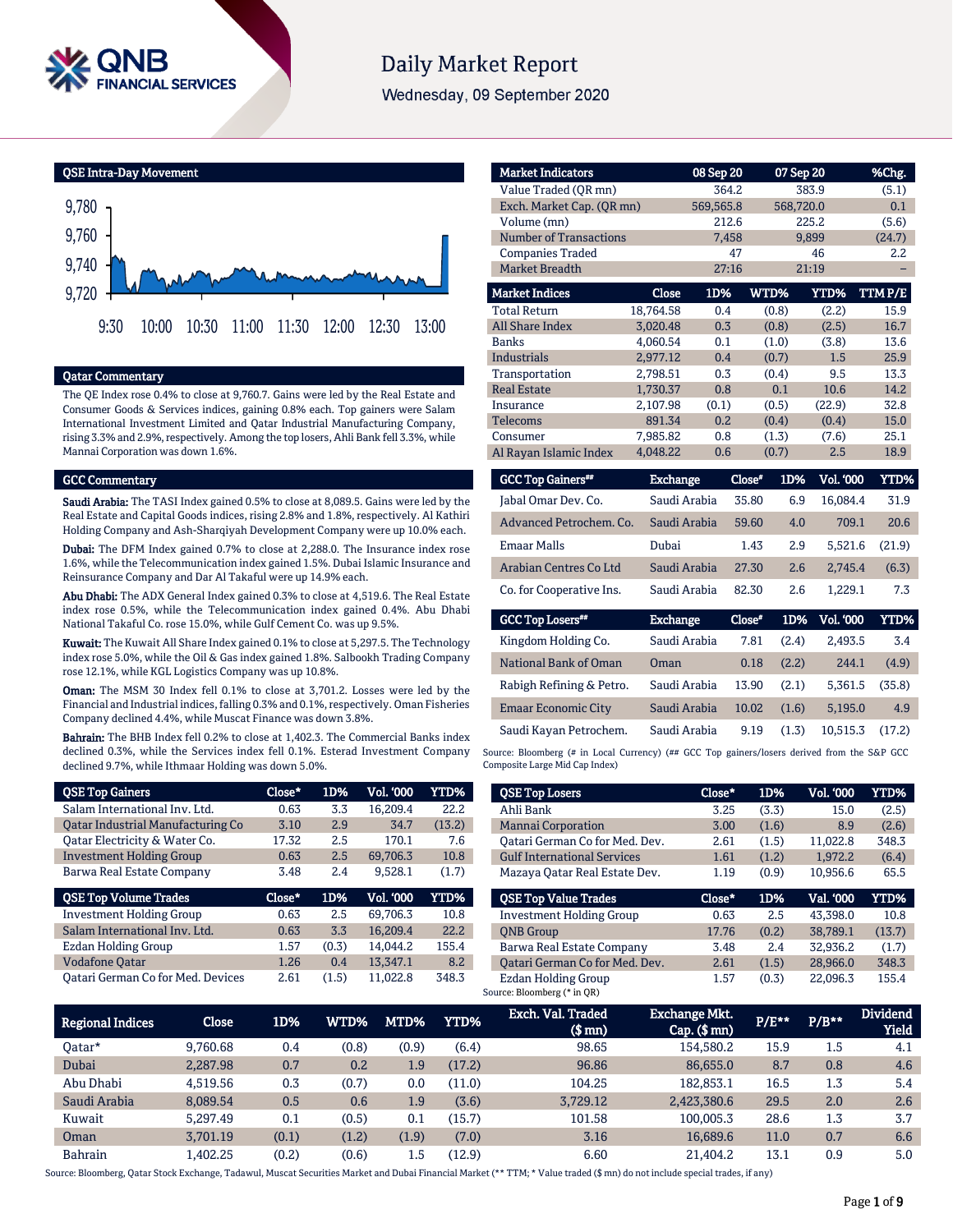# Daily Market Report

Wednesday, 09 September 2020

## QSE Intra-Day Movement

## Qatar Commentary

The QE Index rose 0.4% to close at 9,760.7. Gains were led by the Real Estate and Consumer Goods & Services indices, gaining 0.8% each. Top gainers were Salam International Investment Limited and Qatar Industrial Manufacturing Company, rising 3.3% and 2.9%, respectively. Among the top losers, Ahli Bank fell 3.3%, while Mannai Corporation was down 1.6%.

## GCC Commentary

**Saudi Arabia:** The TASI Index gained 0.5% to close at 8,089.5. Gains were led by the Real Estate and Capital Goods indices, rising 2.8% and 1.8%, respectively. Al Kathiri Holding Company and Ash-Sharqiyah Development Company were up 10.0% each.

**Dubai:** The DFM Index gained 0.7% to close at 2,288.0. The Insurance index rose 1.6%, while the Telecommunication index gained 1.5%. Dubai Islamic Insurance and Reinsurance Company and Dar Al Takaful were up 14.9% each.

**Abu Dhabi:** The ADX General Index gained 0.3% to close at 4,519.6. The Real Estate index rose 0.5%, while the Telecommunication index gained 0.4%. Abu Dhabi National Takaful Co. rose 15.0%, while Gulf Cement Co. was up 9.5%.

**Kuwait:** The Kuwait All Share Index gained 0.1% to close at 5,297.5. The Technology index rose 5.0%, while the Oil & Gas index gained 1.8%. Salbookh Trading Company rose 12.1%, while KGL Logistics Company was up 10.8%.

**Oman:** The MSM 30 Index fell 0.1% to close at 3,701.2. Losses were led by the Financial and Industrial indices, falling 0.3% and 0.1%, respectively. Oman Fisheries Company declined 4.4%, while Muscat Finance was down 3.8%.

**Bahrain:** The BHB Index fell 0.2% to close at 1,402.3. The Commercial Banks index declined 0.3%, while the Services index fell 0.1%. Esterad Investment Company declined 9.7%, while Ithmaar Holding was down 5.0%.

| Market Indicators | 08 Sep 20 | 07 Sep 20 | %Chg. |
|---|---|---|---|
| Value Traded (QR mn) | 364.2 | 383.9 | (5.1) |
| Exch. Market Cap. (QR mn) | 569,565.8 | 568,720.0 | 0.1 |
| Volume (mn) | 212.6 | 225.2 | (5.6) |
| Number of Transactions | 7,458 | 9,899 | (24.7) |
| Companies Traded | 47 | 46 | 2.2 |
| Market Breadth | 27:16 | 21:19 | – |

| Market Indices | Close | 1D% | WTD% | YTD% | TTM P/E |
|---|---|---|---|---|---|
| Total Return | 18,764.58 | 0.4 | (0.8) | (2.2) | 15.9 |
| All Share Index | 3,020.48 | 0.3 | (0.8) | (2.5) | 16.7 |
| Banks | 4,060.54 | 0.1 | (1.0) | (3.8) | 13.6 |
| Industrials | 2,977.12 | 0.4 | (0.7) | 1.5 | 25.9 |
| Transportation | 2,798.51 | 0.3 | (0.4) | 9.5 | 13.3 |
| Real Estate | 1,730.37 | 0.8 | 0.1 | 10.6 | 14.2 |
| Insurance | 2,107.98 | (0.1) | (0.5) | (22.9) | 32.8 |
| Telecoms | 891.34 | 0.2 | (0.4) | (0.4) | 15.0 |
| Consumer | 7,985.82 | 0.8 | (1.3) | (7.6) | 25.1 |
| Al Rayan Islamic Index | 4,048.22 | 0.6 | (0.7) | 2.5 | 18.9 |

| GCC Top Gainers## | Exchange | Close# | 1D% | Vol. '000 | YTD% |
|---|---|---|---|---|---|
| Jabal Omar Dev. Co. | Saudi Arabia | 35.80 | 6.9 | 16,084.4 | 31.9 |
| Advanced Petrochem. Co. | Saudi Arabia | 59.60 | 4.0 | 709.1 | 20.6 |
| Emaar Malls | Dubai | 1.43 | 2.9 | 5,521.6 | (21.9) |
| Arabian Centres Co Ltd | Saudi Arabia | 27.30 | 2.6 | 2,745.4 | (6.3) |
| Co. for Cooperative Ins. | Saudi Arabia | 82.30 | 2.6 | 1,229.1 | 7.3 |

| GCC Top Losers## | Exchange | Close# | 1D% | Vol. '000 | YTD% |
|---|---|---|---|---|---|
| Kingdom Holding Co. | Saudi Arabia | 7.81 | (2.4) | 2,493.5 | 3.4 |
| National Bank of Oman | Oman | 0.18 | (2.2) | 244.1 | (4.9) |
| Rabigh Refining & Petro. | Saudi Arabia | 13.90 | (2.1) | 5,361.5 | (35.8) |
| Emaar Economic City | Saudi Arabia | 10.02 | (1.6) | 5,195.0 | 4.9 |
| Saudi Kayan Petrochem. | Saudi Arabia | 9.19 | (1.3) | 10,515.3 | (17.2) |

Source: Bloomberg (# in Local Currency) (## GCC Top gainers/losers derived from the S&P GCC Composite Large Mid Cap Index)

| QSE Top Gainers | Close* | 1D% | Vol. '000 | YTD% |
|---|---|---|---|---|
| Salam International Inv. Ltd. | 0.63 | 3.3 | 16,209.4 | 22.2 |
| Qatar Industrial Manufacturing Co | 3.10 | 2.9 | 34.7 | (13.2) |
| Qatar Electricity & Water Co. | 17.32 | 2.5 | 170.1 | 7.6 |
| Investment Holding Group | 0.63 | 2.5 | 69,706.3 | 10.8 |
| Barwa Real Estate Company | 3.48 | 2.4 | 9,528.1 | (1.7) |

| QSE Top Volume Trades | Close* | 1D% | Vol. '000 | YTD% |
|---|---|---|---|---|
| Investment Holding Group | 0.63 | 2.5 | 69,706.3 | 10.8 |
| Salam International Inv. Ltd. | 0.63 | 3.3 | 16,209.4 | 22.2 |
| Ezdan Holding Group | 1.57 | (0.3) | 14,044.2 | 155.4 |
| Vodafone Qatar | 1.26 | 0.4 | 13,347.1 | 8.2 |
| Qatari German Co for Med. Devices | 2.61 | (1.5) | 11,022.8 | 348.3 |

| QSE Top Losers | Close* | 1D% | Vol. '000 | YTD% |
|---|---|---|---|---|
| Ahli Bank | 3.25 | (3.3) | 15.0 | (2.5) |
| Mannai Corporation | 3.00 | (1.6) | 8.9 | (2.6) |
| Qatari German Co for Med. Dev. | 2.61 | (1.5) | 11,022.8 | 348.3 |
| Gulf International Services | 1.61 | (1.2) | 1,972.2 | (6.4) |
| Mazaya Qatar Real Estate Dev. | 1.19 | (0.9) | 10,956.6 | 65.5 |

| QSE Top Value Trades | Close* | 1D% | Val. '000 | YTD% |
|---|---|---|---|---|
| Investment Holding Group | 0.63 | 2.5 | 43,398.0 | 10.8 |
| QNB Group | 17.76 | (0.2) | 38,789.1 | (13.7) |
| Barwa Real Estate Company | 3.48 | 2.4 | 32,936.2 | (1.7) |
| Qatari German Co for Med. Dev. | 2.61 | (1.5) | 28,966.0 | 348.3 |
| Ezdan Holding Group | 1.57 | (0.3) | 22,096.3 | 155.4 |

Source: Bloomberg (* in QR)

| Regional Indices | Close | 1D% | WTD% | MTD% | YTD% | Exch. Val. Traded ($ mn) | Exchange Mkt. Cap. ($ mn) | P/E** | P/B** | Dividend Yield |
|---|---|---|---|---|---|---|---|---|---|---|
| Qatar* | 9,760.68 | 0.4 | (0.8) | (0.9) | (6.4) | 98.65 | 154,580.2 | 15.9 | 1.5 | 4.1 |
| Dubai | 2,287.98 | 0.7 | 0.2 | 1.9 | (17.2) | 96.86 | 86,655.0 | 8.7 | 0.8 | 4.6 |
| Abu Dhabi | 4,519.56 | 0.3 | (0.7) | 0.0 | (11.0) | 104.25 | 182,853.1 | 16.5 | 1.3 | 5.4 |
| Saudi Arabia | 8,089.54 | 0.5 | 0.6 | 1.9 | (3.6) | 3,729.12 | 2,423,380.6 | 29.5 | 2.0 | 2.6 |
| Kuwait | 5,297.49 | 0.1 | (0.5) | 0.1 | (15.7) | 101.58 | 100,005.3 | 28.6 | 1.3 | 3.7 |
| Oman | 3,701.19 | (0.1) | (1.2) | (1.9) | (7.0) | 3.16 | 16,689.6 | 11.0 | 0.7 | 6.6 |
| Bahrain | 1,402.25 | (0.2) | (0.6) | 1.5 | (12.9) | 6.60 | 21,404.2 | 13.1 | 0.9 | 5.0 |

Source: Bloomberg, Qatar Stock Exchange, Tadawul, Muscat Securities Market and Dubai Financial Market (** TTM; * Value traded ($ mn) do not include special trades, if any)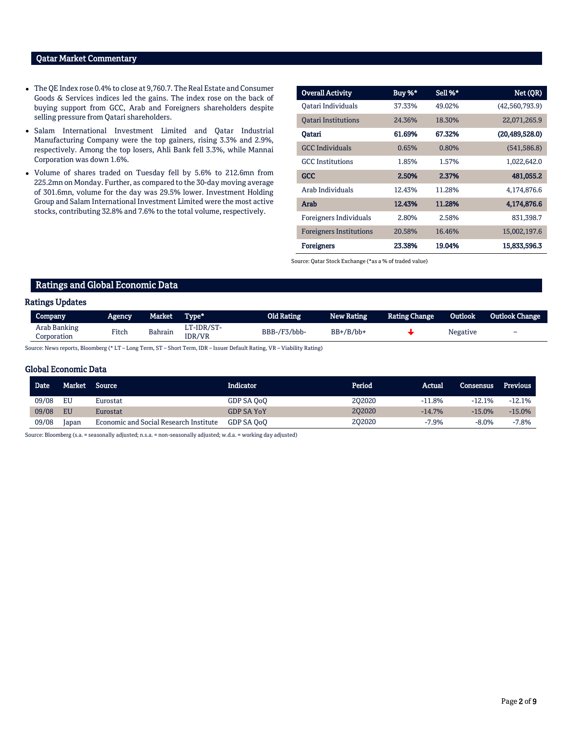## Qatar Market Commentary

- The QE Index rose 0.4% to close at 9,760.7. The Real Estate and Consumer Goods & Services indices led the gains. The index rose on the back of buying support from GCC, Arab and Foreigners shareholders despite selling pressure from Qatari shareholders.
- Salam International Investment Limited and Qatar Industrial Manufacturing Company were the top gainers, rising 3.3% and 2.9%, respectively. Among the top losers, Ahli Bank fell 3.3%, while Mannai Corporation was down 1.6%.
- Volume of shares traded on Tuesday fell by 5.6% to 212.6mn from 225.2mn on Monday. Further, as compared to the 30-day moving average of 301.6mn, volume for the day was 29.5% lower. Investment Holding Group and Salam International Investment Limited were the most active stocks, contributing 32.8% and 7.6% to the total volume, respectively.

| Overall Activity | Buy %* | Sell %* | Net (QR) |
|---|---|---|---|
| Qatari Individuals | 37.33% | 49.02% | (42,560,793.9) |
| Qatari Institutions | 24.36% | 18.30% | 22,071,265.9 |
| **Qatari** | **61.69%** | **67.32%** | **(20,489,528.0)** |
| GCC Individuals | 0.65% | 0.80% | (541,586.8) |
| GCC Institutions | 1.85% | 1.57% | 1,022,642.0 |
| **GCC** | **2.50%** | **2.37%** | **481,055.2** |
| Arab Individuals | 12.43% | 11.28% | 4,174,876.6 |
| **Arab** | **12.43%** | **11.28%** | **4,174,876.6** |
| Foreigners Individuals | 2.80% | 2.58% | 831,398.7 |
| Foreigners Institutions | 20.58% | 16.46% | 15,002,197.6 |
| **Foreigners** | **23.38%** | **19.04%** | **15,833,596.3** |

Source: Qatar Stock Exchange (*as a % of traded value)

## Ratings and Global Economic Data

### Ratings Updates

| Company | Agency | Market | Type* | Old Rating | New Rating | Rating Change | Outlook | Outlook Change |
|---|---|---|---|---|---|---|---|---|
| Arab Banking Corporation | Fitch | Bahrain | LT-IDR/ST-IDR/VR | BBB-/F3/bbb- | BB+/B/bb+ | ↓ | Negative | – |

Source: News reports, Bloomberg (* LT – Long Term, ST – Short Term, IDR – Issuer Default Rating, VR – Viability Rating)

### Global Economic Data

| Date | Market | Source | Indicator | Period | Actual | Consensus | Previous |
|---|---|---|---|---|---|---|---|
| 09/08 | EU | Eurostat | GDP SA QoQ | 2Q2020 | -11.8% | -12.1% | -12.1% |
| 09/08 | EU | Eurostat | GDP SA YoY | 2Q2020 | -14.7% | -15.0% | -15.0% |
| 09/08 | Japan | Economic and Social Research Institute | GDP SA QoQ | 2Q2020 | -7.9% | -8.0% | -7.8% |

Source: Bloomberg (s.a. = seasonally adjusted; n.s.a. = non-seasonally adjusted; w.d.a. = working day adjusted)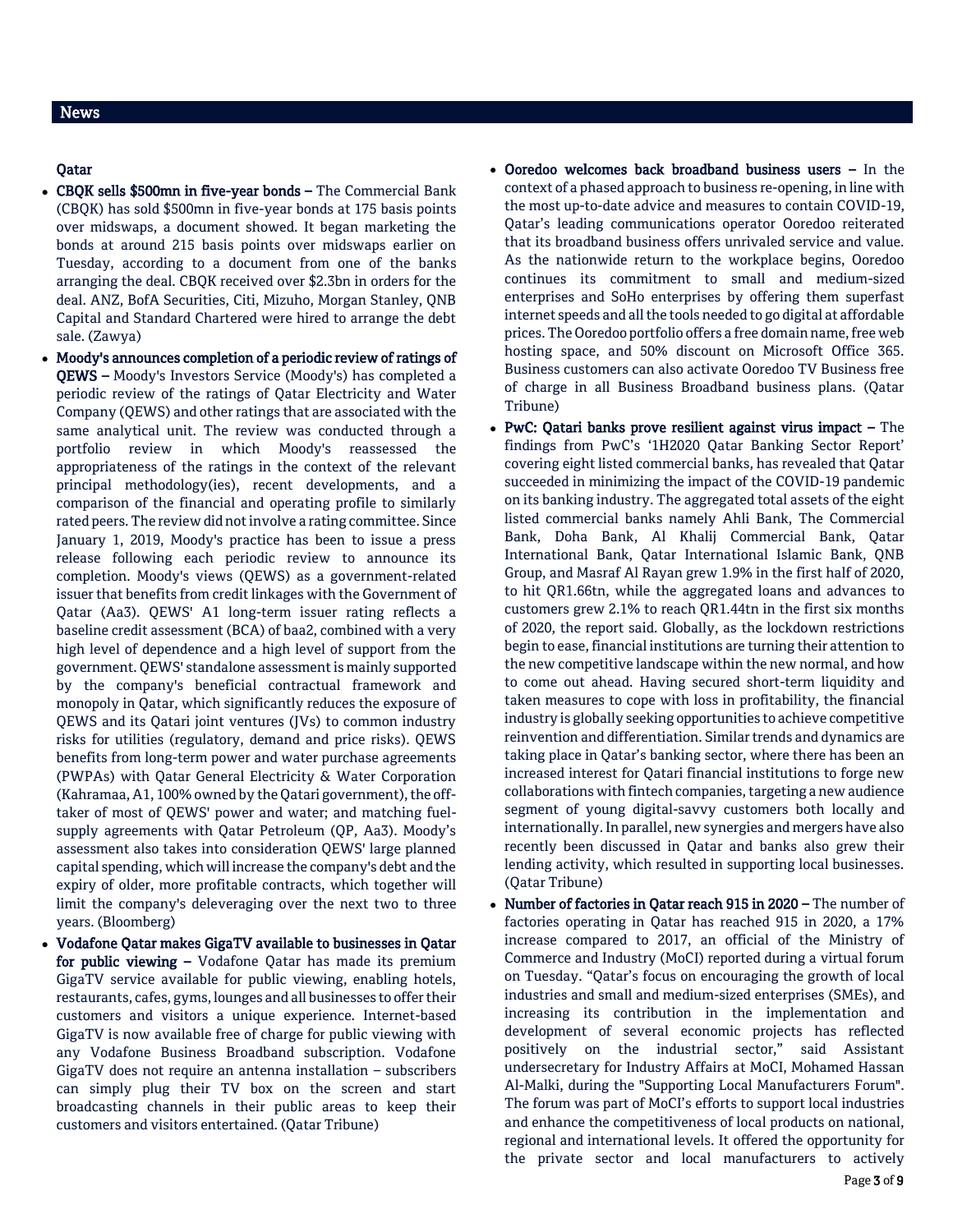## News

### Qatar

- **CBQK sells $500mn in five-year bonds –** The Commercial Bank (CBQK) has sold $500mn in five-year bonds at 175 basis points over midswaps, a document showed. It began marketing the bonds at around 215 basis points over midswaps earlier on Tuesday, according to a document from one of the banks arranging the deal. CBQK received over $2.3bn in orders for the deal. ANZ, BofA Securities, Citi, Mizuho, Morgan Stanley, QNB Capital and Standard Chartered were hired to arrange the debt sale. (Zawya)
- **Moody's announces completion of a periodic review of ratings of QEWS –** Moody's Investors Service (Moody's) has completed a periodic review of the ratings of Qatar Electricity and Water Company (QEWS) and other ratings that are associated with the same analytical unit. The review was conducted through a portfolio review in which Moody's reassessed the appropriateness of the ratings in the context of the relevant principal methodology(ies), recent developments, and a comparison of the financial and operating profile to similarly rated peers. The review did not involve a rating committee. Since January 1, 2019, Moody's practice has been to issue a press release following each periodic review to announce its completion. Moody's views (QEWS) as a government-related issuer that benefits from credit linkages with the Government of Qatar (Aa3). QEWS' A1 long-term issuer rating reflects a baseline credit assessment (BCA) of baa2, combined with a very high level of dependence and a high level of support from the government. QEWS' standalone assessment is mainly supported by the company's beneficial contractual framework and monopoly in Qatar, which significantly reduces the exposure of QEWS and its Qatari joint ventures (JVs) to common industry risks for utilities (regulatory, demand and price risks). QEWS benefits from long-term power and water purchase agreements (PWPAs) with Qatar General Electricity & Water Corporation (Kahramaa, A1, 100% owned by the Qatari government), the off-taker of most of QEWS' power and water; and matching fuel-supply agreements with Qatar Petroleum (QP, Aa3). Moody's assessment also takes into consideration QEWS' large planned capital spending, which will increase the company's debt and the expiry of older, more profitable contracts, which together will limit the company's deleveraging over the next two to three years. (Bloomberg)
- **Vodafone Qatar makes GigaTV available to businesses in Qatar for public viewing –** Vodafone Qatar has made its premium GigaTV service available for public viewing, enabling hotels, restaurants, cafes, gyms, lounges and all businesses to offer their customers and visitors a unique experience. Internet-based GigaTV is now available free of charge for public viewing with any Vodafone Business Broadband subscription. Vodafone GigaTV does not require an antenna installation – subscribers can simply plug their TV box on the screen and start broadcasting channels in their public areas to keep their customers and visitors entertained. (Qatar Tribune)
- **Ooredoo welcomes back broadband business users –** In the context of a phased approach to business re-opening, in line with the most up-to-date advice and measures to contain COVID-19, Qatar's leading communications operator Ooredoo reiterated that its broadband business offers unrivaled service and value. As the nationwide return to the workplace begins, Ooredoo continues its commitment to small and medium-sized enterprises and SoHo enterprises by offering them superfast internet speeds and all the tools needed to go digital at affordable prices. The Ooredoo portfolio offers a free domain name, free web hosting space, and 50% discount on Microsoft Office 365. Business customers can also activate Ooredoo TV Business free of charge in all Business Broadband business plans. (Qatar Tribune)
- **PwC: Qatari banks prove resilient against virus impact –** The findings from PwC's '1H2020 Qatar Banking Sector Report' covering eight listed commercial banks, has revealed that Qatar succeeded in minimizing the impact of the COVID-19 pandemic on its banking industry. The aggregated total assets of the eight listed commercial banks namely Ahli Bank, The Commercial Bank, Doha Bank, Al Khalij Commercial Bank, Qatar International Bank, Qatar International Islamic Bank, QNB Group, and Masraf Al Rayan grew 1.9% in the first half of 2020, to hit QR1.66tn, while the aggregated loans and advances to customers grew 2.1% to reach QR1.44tn in the first six months of 2020, the report said. Globally, as the lockdown restrictions begin to ease, financial institutions are turning their attention to the new competitive landscape within the new normal, and how to come out ahead. Having secured short-term liquidity and taken measures to cope with loss in profitability, the financial industry is globally seeking opportunities to achieve competitive reinvention and differentiation. Similar trends and dynamics are taking place in Qatar's banking sector, where there has been an increased interest for Qatari financial institutions to forge new collaborations with fintech companies, targeting a new audience segment of young digital-savvy customers both locally and internationally. In parallel, new synergies and mergers have also recently been discussed in Qatar and banks also grew their lending activity, which resulted in supporting local businesses. (Qatar Tribune)
- **Number of factories in Qatar reach 915 in 2020 –** The number of factories operating in Qatar has reached 915 in 2020, a 17% increase compared to 2017, an official of the Ministry of Commerce and Industry (MoCI) reported during a virtual forum on Tuesday. "Qatar's focus on encouraging the growth of local industries and small and medium-sized enterprises (SMEs), and increasing its contribution in the implementation and development of several economic projects has reflected positively on the industrial sector," said Assistant undersecretary for Industry Affairs at MoCI, Mohamed Hassan Al-Malki, during the "Supporting Local Manufacturers Forum". The forum was part of MoCI's efforts to support local industries and enhance the competitiveness of local products on national, regional and international levels. It offered the opportunity for the private sector and local manufacturers to actively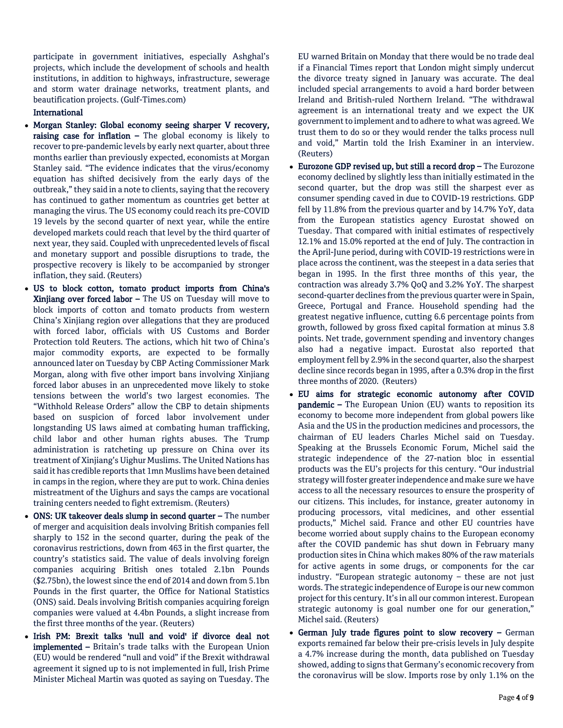participate in government initiatives, especially Ashghal's projects, which include the development of schools and health institutions, in addition to highways, infrastructure, sewerage and storm water drainage networks, treatment plants, and beautification projects. (Gulf-Times.com)

## International

- **Morgan Stanley: Global economy seeing sharper V recovery, raising case for inflation –** The global economy is likely to recover to pre-pandemic levels by early next quarter, about three months earlier than previously expected, economists at Morgan Stanley said. "The evidence indicates that the virus/economy equation has shifted decisively from the early days of the outbreak," they said in a note to clients, saying that the recovery has continued to gather momentum as countries get better at managing the virus. The US economy could reach its pre-COVID 19 levels by the second quarter of next year, while the entire developed markets could reach that level by the third quarter of next year, they said. Coupled with unprecedented levels of fiscal and monetary support and possible disruptions to trade, the prospective recovery is likely to be accompanied by stronger inflation, they said. (Reuters)
- **US to block cotton, tomato product imports from China's Xinjiang over forced labor –** The US on Tuesday will move to block imports of cotton and tomato products from western China's Xinjiang region over allegations that they are produced with forced labor, officials with US Customs and Border Protection told Reuters. The actions, which hit two of China's major commodity exports, are expected to be formally announced later on Tuesday by CBP Acting Commissioner Mark Morgan, along with five other import bans involving Xinjiang forced labor abuses in an unprecedented move likely to stoke tensions between the world's two largest economies. The "Withhold Release Orders" allow the CBP to detain shipments based on suspicion of forced labor involvement under longstanding US laws aimed at combating human trafficking, child labor and other human rights abuses. The Trump administration is ratcheting up pressure on China over its treatment of Xinjiang's Uighur Muslims. The United Nations has said it has credible reports that 1mn Muslims have been detained in camps in the region, where they are put to work. China denies mistreatment of the Uighurs and says the camps are vocational training centers needed to fight extremism. (Reuters)
- **ONS: UK takeover deals slump in second quarter –** The number of merger and acquisition deals involving British companies fell sharply to 152 in the second quarter, during the peak of the coronavirus restrictions, down from 463 in the first quarter, the country's statistics said. The value of deals involving foreign companies acquiring British ones totaled 2.1bn Pounds ($2.75bn), the lowest since the end of 2014 and down from 5.1bn Pounds in the first quarter, the Office for National Statistics (ONS) said. Deals involving British companies acquiring foreign companies were valued at 4.4bn Pounds, a slight increase from the first three months of the year. (Reuters)
- **Irish PM: Brexit talks 'null and void' if divorce deal not implemented –** Britain's trade talks with the European Union (EU) would be rendered "null and void" if the Brexit withdrawal agreement it signed up to is not implemented in full, Irish Prime Minister Micheal Martin was quoted as saying on Tuesday. The EU warned Britain on Monday that there would be no trade deal if a Financial Times report that London might simply undercut the divorce treaty signed in January was accurate. The deal included special arrangements to avoid a hard border between Ireland and British-ruled Northern Ireland. "The withdrawal agreement is an international treaty and we expect the UK government to implement and to adhere to what was agreed. We trust them to do so or they would render the talks process null and void," Martin told the Irish Examiner in an interview. (Reuters)
- **Eurozone GDP revised up, but still a record drop –** The Eurozone economy declined by slightly less than initially estimated in the second quarter, but the drop was still the sharpest ever as consumer spending caved in due to COVID-19 restrictions. GDP fell by 11.8% from the previous quarter and by 14.7% YoY, data from the European statistics agency Eurostat showed on Tuesday. That compared with initial estimates of respectively 12.1% and 15.0% reported at the end of July. The contraction in the April-June period, during with COVID-19 restrictions were in place across the continent, was the steepest in a data series that began in 1995. In the first three months of this year, the contraction was already 3.7% QoQ and 3.2% YoY. The sharpest second-quarter declines from the previous quarter were in Spain, Greece, Portugal and France. Household spending had the greatest negative influence, cutting 6.6 percentage points from growth, followed by gross fixed capital formation at minus 3.8 points. Net trade, government spending and inventory changes also had a negative impact. Eurostat also reported that employment fell by 2.9% in the second quarter, also the sharpest decline since records began in 1995, after a 0.3% drop in the first three months of 2020. (Reuters)
- **EU aims for strategic economic autonomy after COVID pandemic –** The European Union (EU) wants to reposition its economy to become more independent from global powers like Asia and the US in the production medicines and processors, the chairman of EU leaders Charles Michel said on Tuesday. Speaking at the Brussels Economic Forum, Michel said the strategic independence of the 27-nation bloc in essential products was the EU's projects for this century. "Our industrial strategy will foster greater independence and make sure we have access to all the necessary resources to ensure the prosperity of our citizens. This includes, for instance, greater autonomy in producing processors, vital medicines, and other essential products," Michel said. France and other EU countries have become worried about supply chains to the European economy after the COVID pandemic has shut down in February many production sites in China which makes 80% of the raw materials for active agents in some drugs, or components for the car industry. "European strategic autonomy – these are not just words. The strategic independence of Europe is our new common project for this century. It's in all our common interest. European strategic autonomy is goal number one for our generation," Michel said. (Reuters)
- **German July trade figures point to slow recovery –** German exports remained far below their pre-crisis levels in July despite a 4.7% increase during the month, data published on Tuesday showed, adding to signs that Germany's economic recovery from the coronavirus will be slow. Imports rose by only 1.1% on the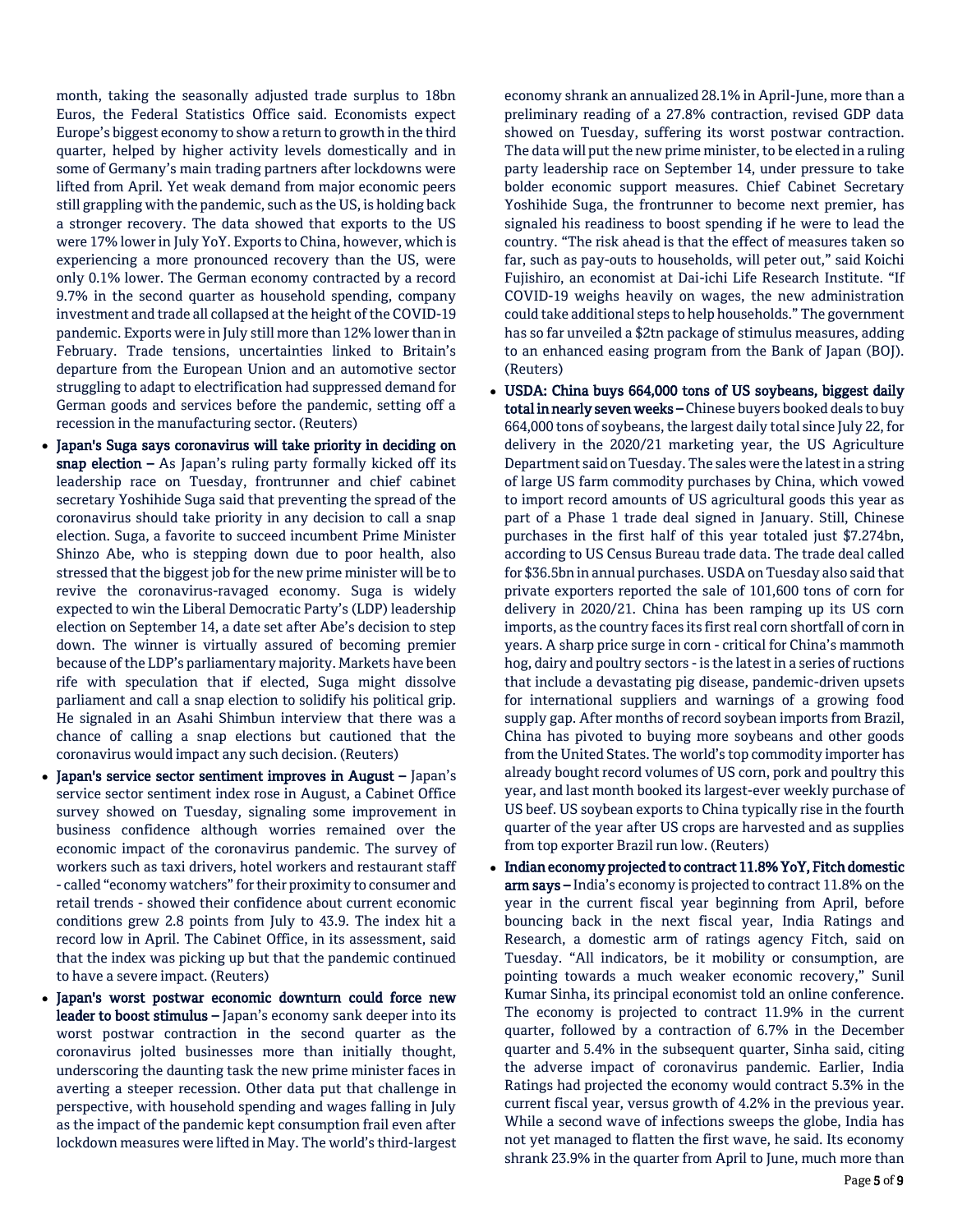month, taking the seasonally adjusted trade surplus to 18bn Euros, the Federal Statistics Office said. Economists expect Europe's biggest economy to show a return to growth in the third quarter, helped by higher activity levels domestically and in some of Germany's main trading partners after lockdowns were lifted from April. Yet weak demand from major economic peers still grappling with the pandemic, such as the US, is holding back a stronger recovery. The data showed that exports to the US were 17% lower in July YoY. Exports to China, however, which is experiencing a more pronounced recovery than the US, were only 0.1% lower. The German economy contracted by a record 9.7% in the second quarter as household spending, company investment and trade all collapsed at the height of the COVID-19 pandemic. Exports were in July still more than 12% lower than in February. Trade tensions, uncertainties linked to Britain's departure from the European Union and an automotive sector struggling to adapt to electrification had suppressed demand for German goods and services before the pandemic, setting off a recession in the manufacturing sector. (Reuters)

- **Japan's Suga says coronavirus will take priority in deciding on snap election –** As Japan's ruling party formally kicked off its leadership race on Tuesday, frontrunner and chief cabinet secretary Yoshihide Suga said that preventing the spread of the coronavirus should take priority in any decision to call a snap election. Suga, a favorite to succeed incumbent Prime Minister Shinzo Abe, who is stepping down due to poor health, also stressed that the biggest job for the new prime minister will be to revive the coronavirus-ravaged economy. Suga is widely expected to win the Liberal Democratic Party's (LDP) leadership election on September 14, a date set after Abe's decision to step down. The winner is virtually assured of becoming premier because of the LDP's parliamentary majority. Markets have been rife with speculation that if elected, Suga might dissolve parliament and call a snap election to solidify his political grip. He signaled in an Asahi Shimbun interview that there was a chance of calling a snap elections but cautioned that the coronavirus would impact any such decision. (Reuters)
- **Japan's service sector sentiment improves in August –** Japan's service sector sentiment index rose in August, a Cabinet Office survey showed on Tuesday, signaling some improvement in business confidence although worries remained over the economic impact of the coronavirus pandemic. The survey of workers such as taxi drivers, hotel workers and restaurant staff - called "economy watchers" for their proximity to consumer and retail trends - showed their confidence about current economic conditions grew 2.8 points from July to 43.9. The index hit a record low in April. The Cabinet Office, in its assessment, said that the index was picking up but that the pandemic continued to have a severe impact. (Reuters)
- **Japan's worst postwar economic downturn could force new leader to boost stimulus –** Japan's economy sank deeper into its worst postwar contraction in the second quarter as the coronavirus jolted businesses more than initially thought, underscoring the daunting task the new prime minister faces in averting a steeper recession. Other data put that challenge in perspective, with household spending and wages falling in July as the impact of the pandemic kept consumption frail even after lockdown measures were lifted in May. The world's third-largest economy shrank an annualized 28.1% in April-June, more than a preliminary reading of a 27.8% contraction, revised GDP data showed on Tuesday, suffering its worst postwar contraction. The data will put the new prime minister, to be elected in a ruling party leadership race on September 14, under pressure to take bolder economic support measures. Chief Cabinet Secretary Yoshihide Suga, the frontrunner to become next premier, has signaled his readiness to boost spending if he were to lead the country. "The risk ahead is that the effect of measures taken so far, such as pay-outs to households, will peter out," said Koichi Fujishiro, an economist at Dai-ichi Life Research Institute. "If COVID-19 weighs heavily on wages, the new administration could take additional steps to help households." The government has so far unveiled a $2tn package of stimulus measures, adding to an enhanced easing program from the Bank of Japan (BOJ). (Reuters)
- **USDA: China buys 664,000 tons of US soybeans, biggest daily total in nearly seven weeks –** Chinese buyers booked deals to buy 664,000 tons of soybeans, the largest daily total since July 22, for delivery in the 2020/21 marketing year, the US Agriculture Department said on Tuesday. The sales were the latest in a string of large US farm commodity purchases by China, which vowed to import record amounts of US agricultural goods this year as part of a Phase 1 trade deal signed in January. Still, Chinese purchases in the first half of this year totaled just $7.274bn, according to US Census Bureau trade data. The trade deal called for $36.5bn in annual purchases. USDA on Tuesday also said that private exporters reported the sale of 101,600 tons of corn for delivery in 2020/21. China has been ramping up its US corn imports, as the country faces its first real corn shortfall of corn in years. A sharp price surge in corn - critical for China's mammoth hog, dairy and poultry sectors - is the latest in a series of ructions that include a devastating pig disease, pandemic-driven upsets for international suppliers and warnings of a growing food supply gap. After months of record soybean imports from Brazil, China has pivoted to buying more soybeans and other goods from the United States. The world's top commodity importer has already bought record volumes of US corn, pork and poultry this year, and last month booked its largest-ever weekly purchase of US beef. US soybean exports to China typically rise in the fourth quarter of the year after US crops are harvested and as supplies from top exporter Brazil run low. (Reuters)
- **Indian economy projected to contract 11.8% YoY, Fitch domestic arm says –** India's economy is projected to contract 11.8% on the year in the current fiscal year beginning from April, before bouncing back in the next fiscal year, India Ratings and Research, a domestic arm of ratings agency Fitch, said on Tuesday. "All indicators, be it mobility or consumption, are pointing towards a much weaker economic recovery," Sunil Kumar Sinha, its principal economist told an online conference. The economy is projected to contract 11.9% in the current quarter, followed by a contraction of 6.7% in the December quarter and 5.4% in the subsequent quarter, Sinha said, citing the adverse impact of coronavirus pandemic. Earlier, India Ratings had projected the economy would contract 5.3% in the current fiscal year, versus growth of 4.2% in the previous year. While a second wave of infections sweeps the globe, India has not yet managed to flatten the first wave, he said. Its economy shrank 23.9% in the quarter from April to June, much more than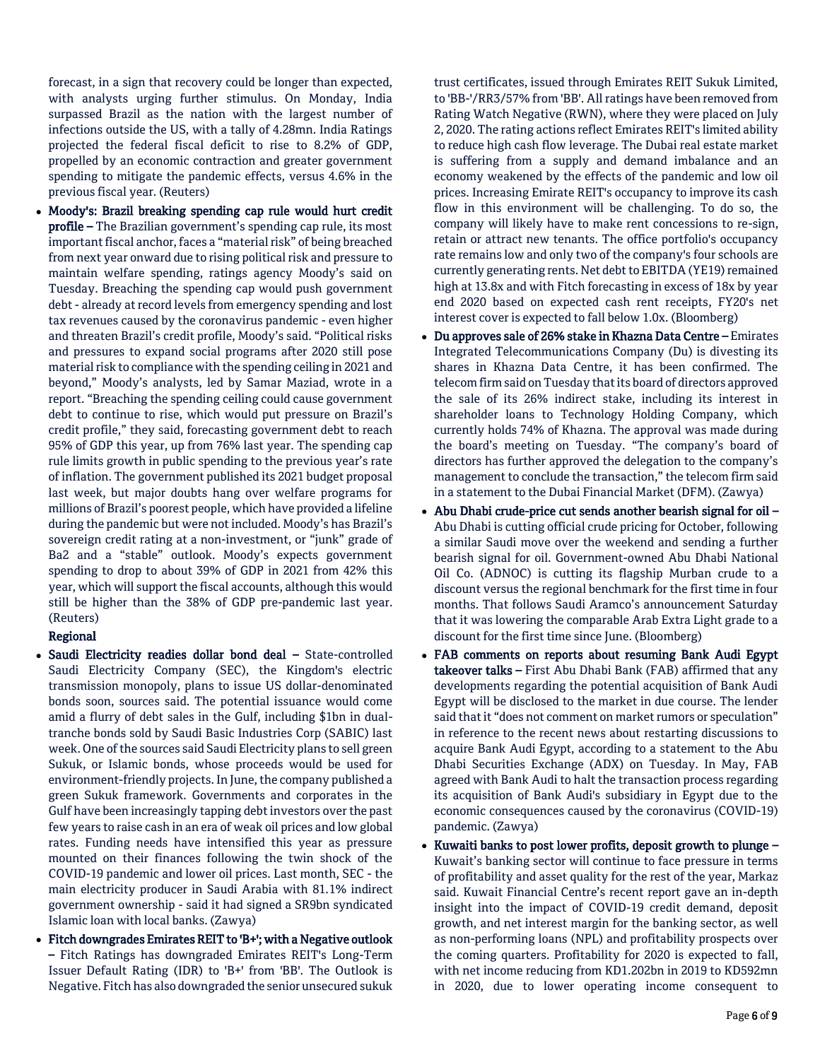forecast, in a sign that recovery could be longer than expected, with analysts urging further stimulus. On Monday, India surpassed Brazil as the nation with the largest number of infections outside the US, with a tally of 4.28mn. India Ratings projected the federal fiscal deficit to rise to 8.2% of GDP, propelled by an economic contraction and greater government spending to mitigate the pandemic effects, versus 4.6% in the previous fiscal year. (Reuters)

- **Moody's: Brazil breaking spending cap rule would hurt credit profile –** The Brazilian government's spending cap rule, its most important fiscal anchor, faces a "material risk" of being breached from next year onward due to rising political risk and pressure to maintain welfare spending, ratings agency Moody's said on Tuesday. Breaching the spending cap would push government debt - already at record levels from emergency spending and lost tax revenues caused by the coronavirus pandemic - even higher and threaten Brazil's credit profile, Moody's said. "Political risks and pressures to expand social programs after 2020 still pose material risk to compliance with the spending ceiling in 2021 and beyond," Moody's analysts, led by Samar Maziad, wrote in a report. "Breaching the spending ceiling could cause government debt to continue to rise, which would put pressure on Brazil's credit profile," they said, forecasting government debt to reach 95% of GDP this year, up from 76% last year. The spending cap rule limits growth in public spending to the previous year's rate of inflation. The government published its 2021 budget proposal last week, but major doubts hang over welfare programs for millions of Brazil's poorest people, which have provided a lifeline during the pandemic but were not included. Moody's has Brazil's sovereign credit rating at a non-investment, or "junk" grade of Ba2 and a "stable" outlook. Moody's expects government spending to drop to about 39% of GDP in 2021 from 42% this year, which will support the fiscal accounts, although this would still be higher than the 38% of GDP pre-pandemic last year. (Reuters)

**Regional**

- **Saudi Electricity readies dollar bond deal –** State-controlled Saudi Electricity Company (SEC), the Kingdom's electric transmission monopoly, plans to issue US dollar-denominated bonds soon, sources said. The potential issuance would come amid a flurry of debt sales in the Gulf, including $1bn in dual-tranche bonds sold by Saudi Basic Industries Corp (SABIC) last week. One of the sources said Saudi Electricity plans to sell green Sukuk, or Islamic bonds, whose proceeds would be used for environment-friendly projects. In June, the company published a green Sukuk framework. Governments and corporates in the Gulf have been increasingly tapping debt investors over the past few years to raise cash in an era of weak oil prices and low global rates. Funding needs have intensified this year as pressure mounted on their finances following the twin shock of the COVID-19 pandemic and lower oil prices. Last month, SEC - the main electricity producer in Saudi Arabia with 81.1% indirect government ownership - said it had signed a SR9bn syndicated Islamic loan with local banks. (Zawya)
- **Fitch downgrades Emirates REIT to 'B+'; with a Negative outlook –** Fitch Ratings has downgraded Emirates REIT's Long-Term Issuer Default Rating (IDR) to 'B+' from 'BB'. The Outlook is Negative. Fitch has also downgraded the senior unsecured sukuk trust certificates, issued through Emirates REIT Sukuk Limited, to 'BB-'/RR3/57% from 'BB'. All ratings have been removed from Rating Watch Negative (RWN), where they were placed on July 2, 2020. The rating actions reflect Emirates REIT's limited ability to reduce high cash flow leverage. The Dubai real estate market is suffering from a supply and demand imbalance and an economy weakened by the effects of the pandemic and low oil prices. Increasing Emirate REIT's occupancy to improve its cash flow in this environment will be challenging. To do so, the company will likely have to make rent concessions to re-sign, retain or attract new tenants. The office portfolio's occupancy rate remains low and only two of the company's four schools are currently generating rents. Net debt to EBITDA (YE19) remained high at 13.8x and with Fitch forecasting in excess of 18x by year end 2020 based on expected cash rent receipts, FY20's net interest cover is expected to fall below 1.0x. (Bloomberg)
- **Du approves sale of 26% stake in Khazna Data Centre –** Emirates Integrated Telecommunications Company (Du) is divesting its shares in Khazna Data Centre, it has been confirmed. The telecom firm said on Tuesday that its board of directors approved the sale of its 26% indirect stake, including its interest in shareholder loans to Technology Holding Company, which currently holds 74% of Khazna. The approval was made during the board's meeting on Tuesday. "The company's board of directors has further approved the delegation to the company's management to conclude the transaction," the telecom firm said in a statement to the Dubai Financial Market (DFM). (Zawya)
- **Abu Dhabi crude-price cut sends another bearish signal for oil –** Abu Dhabi is cutting official crude pricing for October, following a similar Saudi move over the weekend and sending a further bearish signal for oil. Government-owned Abu Dhabi National Oil Co. (ADNOC) is cutting its flagship Murban crude to a discount versus the regional benchmark for the first time in four months. That follows Saudi Aramco's announcement Saturday that it was lowering the comparable Arab Extra Light grade to a discount for the first time since June. (Bloomberg)
- **FAB comments on reports about resuming Bank Audi Egypt takeover talks –** First Abu Dhabi Bank (FAB) affirmed that any developments regarding the potential acquisition of Bank Audi Egypt will be disclosed to the market in due course. The lender said that it "does not comment on market rumors or speculation" in reference to the recent news about restarting discussions to acquire Bank Audi Egypt, according to a statement to the Abu Dhabi Securities Exchange (ADX) on Tuesday. In May, FAB agreed with Bank Audi to halt the transaction process regarding its acquisition of Bank Audi's subsidiary in Egypt due to the economic consequences caused by the coronavirus (COVID-19) pandemic. (Zawya)
- **Kuwaiti banks to post lower profits, deposit growth to plunge –** Kuwait's banking sector will continue to face pressure in terms of profitability and asset quality for the rest of the year, Markaz said. Kuwait Financial Centre's recent report gave an in-depth insight into the impact of COVID-19 credit demand, deposit growth, and net interest margin for the banking sector, as well as non-performing loans (NPL) and profitability prospects over the coming quarters. Profitability for 2020 is expected to fall, with net income reducing from KD1.202bn in 2019 to KD592mn in 2020, due to lower operating income consequent to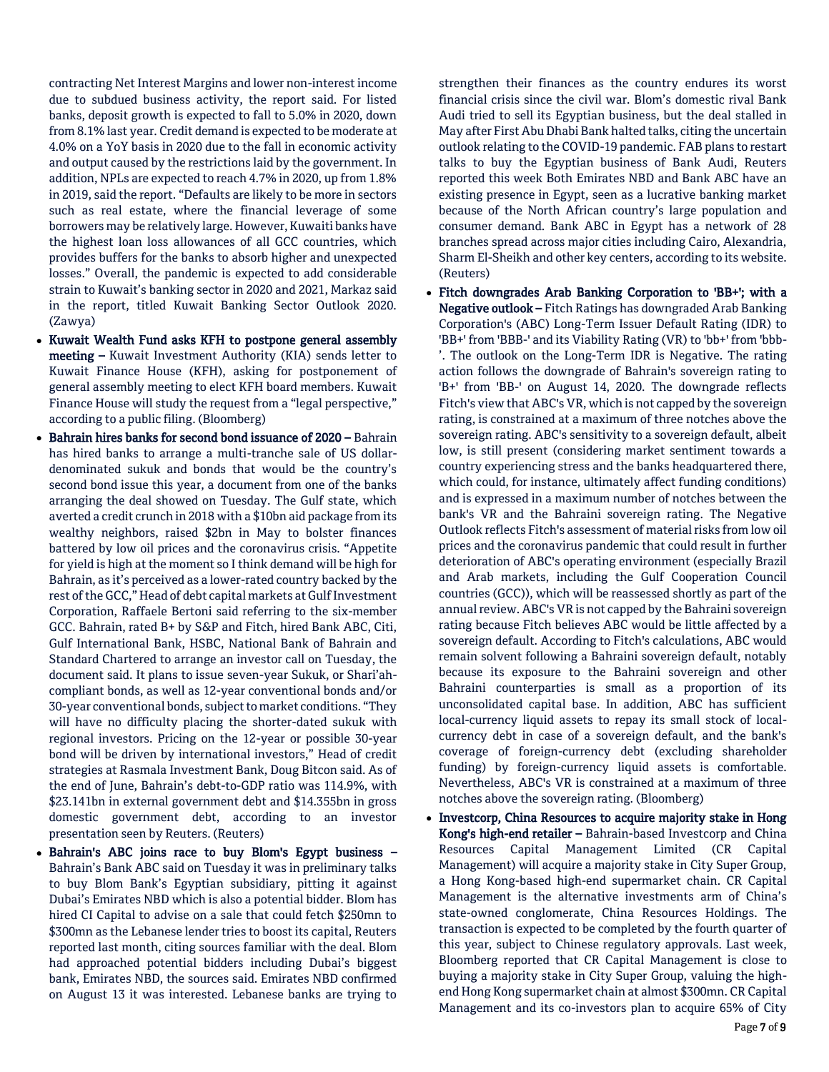contracting Net Interest Margins and lower non-interest income due to subdued business activity, the report said. For listed banks, deposit growth is expected to fall to 5.0% in 2020, down from 8.1% last year. Credit demand is expected to be moderate at 4.0% on a YoY basis in 2020 due to the fall in economic activity and output caused by the restrictions laid by the government. In addition, NPLs are expected to reach 4.7% in 2020, up from 1.8% in 2019, said the report. "Defaults are likely to be more in sectors such as real estate, where the financial leverage of some borrowers may be relatively large. However, Kuwaiti banks have the highest loan loss allowances of all GCC countries, which provides buffers for the banks to absorb higher and unexpected losses." Overall, the pandemic is expected to add considerable strain to Kuwait's banking sector in 2020 and 2021, Markaz said in the report, titled Kuwait Banking Sector Outlook 2020. (Zawya)

- **Kuwait Wealth Fund asks KFH to postpone general assembly meeting –** Kuwait Investment Authority (KIA) sends letter to Kuwait Finance House (KFH), asking for postponement of general assembly meeting to elect KFH board members. Kuwait Finance House will study the request from a "legal perspective," according to a public filing. (Bloomberg)
- **Bahrain hires banks for second bond issuance of 2020 –** Bahrain has hired banks to arrange a multi-tranche sale of US dollar-denominated sukuk and bonds that would be the country's second bond issue this year, a document from one of the banks arranging the deal showed on Tuesday. The Gulf state, which averted a credit crunch in 2018 with a $10bn aid package from its wealthy neighbors, raised $2bn in May to bolster finances battered by low oil prices and the coronavirus crisis. "Appetite for yield is high at the moment so I think demand will be high for Bahrain, as it's perceived as a lower-rated country backed by the rest of the GCC," Head of debt capital markets at Gulf Investment Corporation, Raffaele Bertoni said referring to the six-member GCC. Bahrain, rated B+ by S&P and Fitch, hired Bank ABC, Citi, Gulf International Bank, HSBC, National Bank of Bahrain and Standard Chartered to arrange an investor call on Tuesday, the document said. It plans to issue seven-year Sukuk, or Shari'ah-compliant bonds, as well as 12-year conventional bonds and/or 30-year conventional bonds, subject to market conditions. "They will have no difficulty placing the shorter-dated sukuk with regional investors. Pricing on the 12-year or possible 30-year bond will be driven by international investors," Head of credit strategies at Rasmala Investment Bank, Doug Bitcon said. As of the end of June, Bahrain's debt-to-GDP ratio was 114.9%, with $23.141bn in external government debt and $14.355bn in gross domestic government debt, according to an investor presentation seen by Reuters. (Reuters)
- **Bahrain's ABC joins race to buy Blom's Egypt business –** Bahrain's Bank ABC said on Tuesday it was in preliminary talks to buy Blom Bank's Egyptian subsidiary, pitting it against Dubai's Emirates NBD which is also a potential bidder. Blom has hired CI Capital to advise on a sale that could fetch $250mn to $300mn as the Lebanese lender tries to boost its capital, Reuters reported last month, citing sources familiar with the deal. Blom had approached potential bidders including Dubai's biggest bank, Emirates NBD, the sources said. Emirates NBD confirmed on August 13 it was interested. Lebanese banks are trying to strengthen their finances as the country endures its worst financial crisis since the civil war. Blom's domestic rival Bank Audi tried to sell its Egyptian business, but the deal stalled in May after First Abu Dhabi Bank halted talks, citing the uncertain outlook relating to the COVID-19 pandemic. FAB plans to restart talks to buy the Egyptian business of Bank Audi, Reuters reported this week Both Emirates NBD and Bank ABC have an existing presence in Egypt, seen as a lucrative banking market because of the North African country's large population and consumer demand. Bank ABC in Egypt has a network of 28 branches spread across major cities including Cairo, Alexandria, Sharm El-Sheikh and other key centers, according to its website. (Reuters)
- **Fitch downgrades Arab Banking Corporation to 'BB+'; with a Negative outlook –** Fitch Ratings has downgraded Arab Banking Corporation's (ABC) Long-Term Issuer Default Rating (IDR) to 'BB+' from 'BBB-' and its Viability Rating (VR) to 'bb+' from 'bbb-'. The outlook on the Long-Term IDR is Negative. The rating action follows the downgrade of Bahrain's sovereign rating to 'B+' from 'BB-' on August 14, 2020. The downgrade reflects Fitch's view that ABC's VR, which is not capped by the sovereign rating, is constrained at a maximum of three notches above the sovereign rating. ABC's sensitivity to a sovereign default, albeit low, is still present (considering market sentiment towards a country experiencing stress and the banks headquartered there, which could, for instance, ultimately affect funding conditions) and is expressed in a maximum number of notches between the bank's VR and the Bahraini sovereign rating. The Negative Outlook reflects Fitch's assessment of material risks from low oil prices and the coronavirus pandemic that could result in further deterioration of ABC's operating environment (especially Brazil and Arab markets, including the Gulf Cooperation Council countries (GCC)), which will be reassessed shortly as part of the annual review. ABC's VR is not capped by the Bahraini sovereign rating because Fitch believes ABC would be little affected by a sovereign default. According to Fitch's calculations, ABC would remain solvent following a Bahraini sovereign default, notably because its exposure to the Bahraini sovereign and other Bahraini counterparties is small as a proportion of its unconsolidated capital base. In addition, ABC has sufficient local-currency liquid assets to repay its small stock of local-currency debt in case of a sovereign default, and the bank's coverage of foreign-currency debt (excluding shareholder funding) by foreign-currency liquid assets is comfortable. Nevertheless, ABC's VR is constrained at a maximum of three notches above the sovereign rating. (Bloomberg)
- **Investcorp, China Resources to acquire majority stake in Hong Kong's high-end retailer –** Bahrain-based Investcorp and China Resources Capital Management Limited (CR Capital Management) will acquire a majority stake in City Super Group, a Hong Kong-based high-end supermarket chain. CR Capital Management is the alternative investments arm of China's state-owned conglomerate, China Resources Holdings. The transaction is expected to be completed by the fourth quarter of this year, subject to Chinese regulatory approvals. Last week, Bloomberg reported that CR Capital Management is close to buying a majority stake in City Super Group, valuing the high-end Hong Kong supermarket chain at almost $300mn. CR Capital Management and its co-investors plan to acquire 65% of City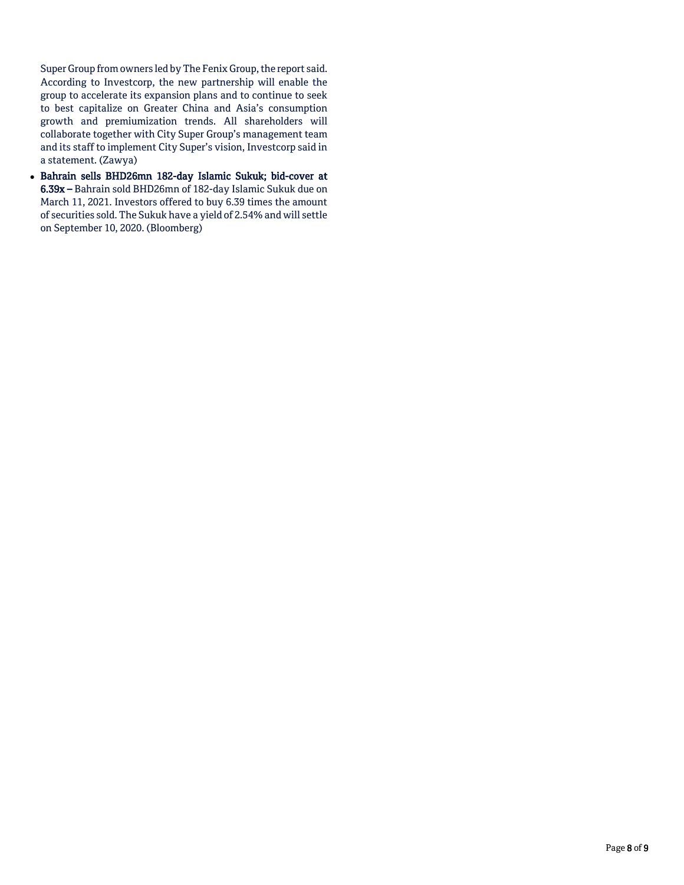Super Group from owners led by The Fenix Group, the report said. According to Investcorp, the new partnership will enable the group to accelerate its expansion plans and to continue to seek to best capitalize on Greater China and Asia's consumption growth and premiumization trends. All shareholders will collaborate together with City Super Group's management team and its staff to implement City Super's vision, Investcorp said in a statement. (Zawya)

- **Bahrain sells BHD26mn 182-day Islamic Sukuk; bid-cover at 6.39x –** Bahrain sold BHD26mn of 182-day Islamic Sukuk due on March 11, 2021. Investors offered to buy 6.39 times the amount of securities sold. The Sukuk have a yield of 2.54% and will settle on September 10, 2020. (Bloomberg)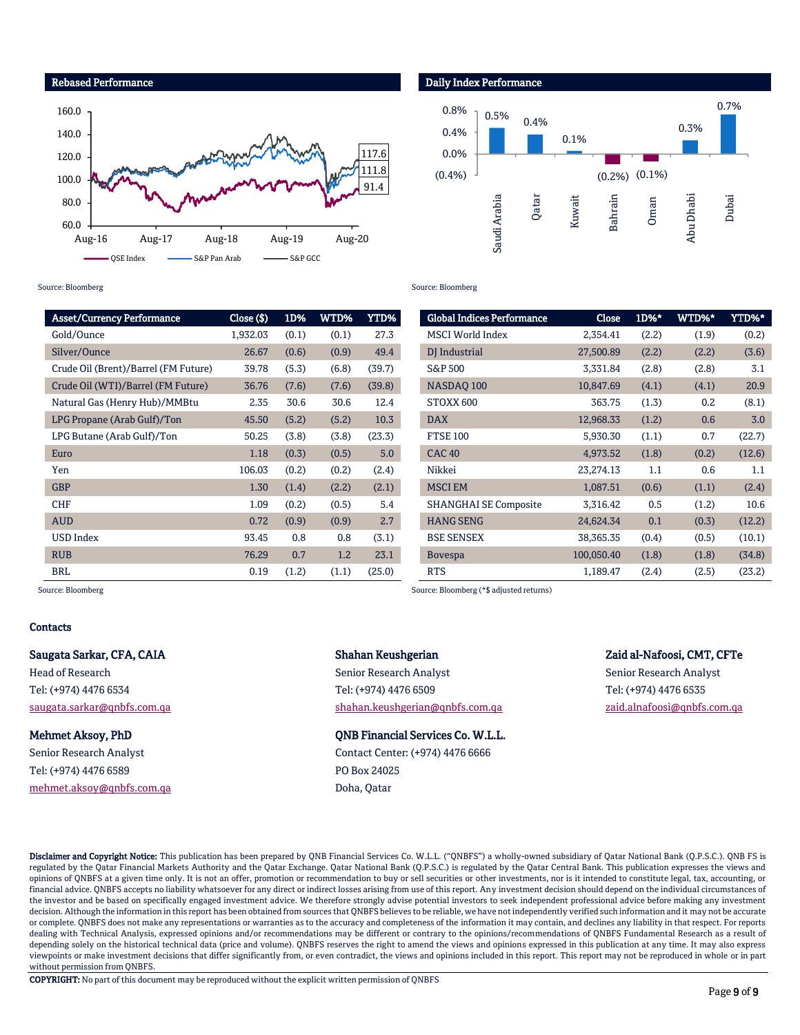## Rebased Performance

160.0
140.0
120.0
100.0
80.0
60.0

Aug-16 Aug-17 Aug-18 Aug-19 Aug-20

117.6
111.8
91.4

QSE Index S&P Pan Arab S&P GCC

Source: Bloomberg

## Daily Index Performance

0.8%
0.4%
0.0%
(0.4%)

0.5% 0.4% 0.1% (0.2%) (0.1%) 0.3% 0.7%

Saudi Arabia Qatar Kuwait Bahrain Oman Abu Dhabi Dubai

Source: Bloomberg

| Asset/Currency Performance | Close ($) | 1D% | WTD% | YTD% |
|---|---|---|---|---|
| Gold/Ounce | 1,932.03 | (0.1) | (0.1) | 27.3 |
| Silver/Ounce | 26.67 | (0.6) | (0.9) | 49.4 |
| Crude Oil (Brent)/Barrel (FM Future) | 39.78 | (5.3) | (6.8) | (39.7) |
| Crude Oil (WTI)/Barrel (FM Future) | 36.76 | (7.6) | (7.6) | (39.8) |
| Natural Gas (Henry Hub)/MMBtu | 2.35 | 30.6 | 30.6 | 12.4 |
| LPG Propane (Arab Gulf)/Ton | 45.50 | (5.2) | (5.2) | 10.3 |
| LPG Butane (Arab Gulf)/Ton | 50.25 | (3.8) | (3.8) | (23.3) |
| Euro | 1.18 | (0.3) | (0.5) | 5.0 |
| Yen | 106.03 | (0.2) | (0.2) | (2.4) |
| GBP | 1.30 | (1.4) | (2.2) | (2.1) |
| CHF | 1.09 | (0.2) | (0.5) | 5.4 |
| AUD | 0.72 | (0.9) | (0.9) | 2.7 |
| USD Index | 93.45 | 0.8 | 0.8 | (3.1) |
| RUB | 76.29 | 0.7 | 1.2 | 23.1 |
| BRL | 0.19 | (1.2) | (1.1) | (25.0) |

Source: Bloomberg

| Global Indices Performance | Close | 1D%* | WTD%* | YTD%* |
|---|---|---|---|---|
| MSCI World Index | 2,354.41 | (2.2) | (1.9) | (0.2) |
| DJ Industrial | 27,500.89 | (2.2) | (2.2) | (3.6) |
| S&P 500 | 3,331.84 | (2.8) | (2.8) | 3.1 |
| NASDAQ 100 | 10,847.69 | (4.1) | (4.1) | 20.9 |
| STOXX 600 | 363.75 | (1.3) | 0.2 | (8.1) |
| DAX | 12,968.33 | (1.2) | 0.6 | 3.0 |
| FTSE 100 | 5,930.30 | (1.1) | 0.7 | (22.7) |
| CAC 40 | 4,973.52 | (1.8) | (0.2) | (12.6) |
| Nikkei | 23,274.13 | 1.1 | 0.6 | 1.1 |
| MSCI EM | 1,087.51 | (0.6) | (1.1) | (2.4) |
| SHANGHAI SE Composite | 3,316.42 | 0.5 | (1.2) | 10.6 |
| HANG SENG | 24,624.34 | 0.1 | (0.3) | (12.2) |
| BSE SENSEX | 38,365.35 | (0.4) | (0.5) | (10.1) |
| Bovespa | 100,050.40 | (1.8) | (1.8) | (34.8) |
| RTS | 1,189.47 | (2.4) | (2.5) | (23.2) |

Source: Bloomberg (*$ adjusted returns)

## Contacts

**Saugata Sarkar, CFA, CAIA**
Head of Research
Tel: (+974) 4476 6534
saugata.sarkar@qnbfs.com.qa

**Shahan Keushgerian**
Senior Research Analyst
Tel: (+974) 4476 6509
shahan.keushgerian@qnbfs.com.qa

**Zaid al-Nafoosi, CMT, CFTe**
Senior Research Analyst
Tel: (+974) 4476 6535
zaid.alnafoosi@qnbfs.com.qa

**Mehmet Aksoy, PhD**
Senior Research Analyst
Tel: (+974) 4476 6589
mehmet.aksoy@qnbfs.com.qa

**QNB Financial Services Co. W.L.L.**
Contact Center: (+974) 4476 6666
PO Box 24025
Doha, Qatar

**Disclaimer and Copyright Notice:** This publication has been prepared by QNB Financial Services Co. W.L.L. ("QNBFS") a wholly-owned subsidiary of Qatar National Bank (Q.P.S.C.). QNB FS is regulated by the Qatar Financial Markets Authority and the Qatar Exchange. Qatar National Bank (Q.P.S.C.) is regulated by the Qatar Central Bank. This publication expresses the views and opinions of QNBFS at a given time only. It is not an offer, promotion or recommendation to buy or sell securities or other investments, nor is it intended to constitute legal, tax, accounting, or financial advice. QNBFS accepts no liability whatsoever for any direct or indirect losses arising from use of this report. Any investment decision should depend on the individual circumstances of the investor and be based on specifically engaged investment advice. We therefore strongly advise potential investors to seek independent professional advice before making any investment decision. Although the information in this report has been obtained from sources that QNBFS believes to be reliable, we have not independently verified such information and it may not be accurate or complete. QNBFS does not make any representations or warranties as to the accuracy and completeness of the information it may contain, and declines any liability in that respect. For reports dealing with Technical Analysis, expressed opinions and/or recommendations may be different or contrary to the opinions/recommendations of QNBFS Fundamental Research as a result of depending solely on the historical technical data (price and volume). QNBFS reserves the right to amend the views and opinions expressed in this publication at any time. It may also express viewpoints or make investment decisions that differ significantly from, or even contradict, the views and opinions included in this report. This report may not be reproduced in whole or in part without permission from QNBFS.

**COPYRIGHT:** No part of this document may be reproduced without the explicit written permission of QNBFS